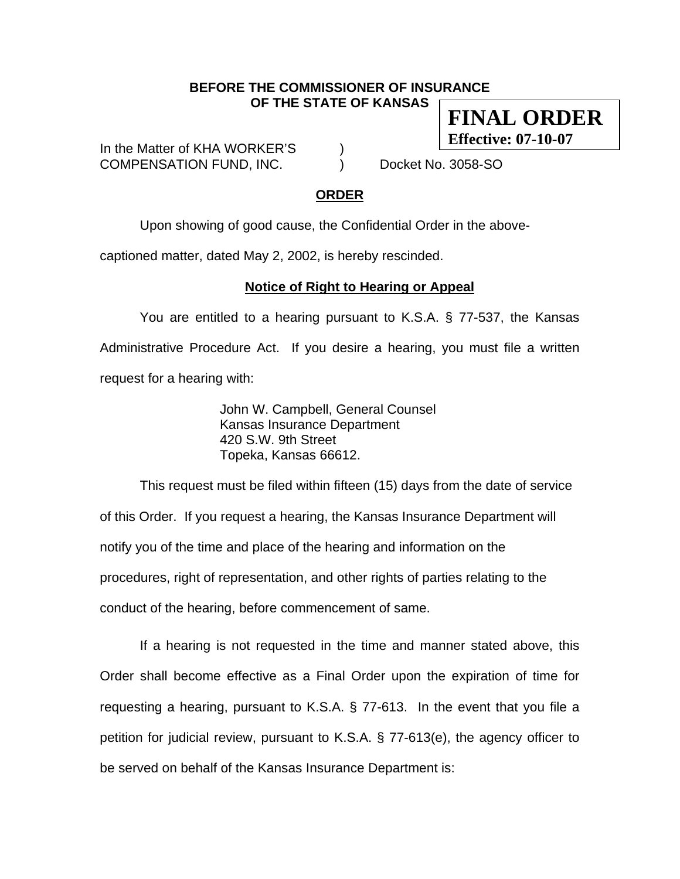**BEFORE THE COMMISSIONER OF INSURANCE**
**OF THE STATE OF KANSAS**

**FINAL ORDER**
**Effective: 07-10-07**

In the Matter of KHA WORKER'S )
COMPENSATION FUND, INC. ) Docket No. 3058-SO

## ORDER

Upon showing of good cause, the Confidential Order in the above-captioned matter, dated May 2, 2002, is hereby rescinded.

### Notice of Right to Hearing or Appeal

You are entitled to a hearing pursuant to K.S.A. § 77-537, the Kansas Administrative Procedure Act. If you desire a hearing, you must file a written request for a hearing with:

John W. Campbell, General Counsel
Kansas Insurance Department
420 S.W. 9th Street
Topeka, Kansas 66612.

This request must be filed within fifteen (15) days from the date of service of this Order. If you request a hearing, the Kansas Insurance Department will notify you of the time and place of the hearing and information on the procedures, right of representation, and other rights of parties relating to the conduct of the hearing, before commencement of same.

If a hearing is not requested in the time and manner stated above, this Order shall become effective as a Final Order upon the expiration of time for requesting a hearing, pursuant to K.S.A. § 77-613. In the event that you file a petition for judicial review, pursuant to K.S.A. § 77-613(e), the agency officer to be served on behalf of the Kansas Insurance Department is: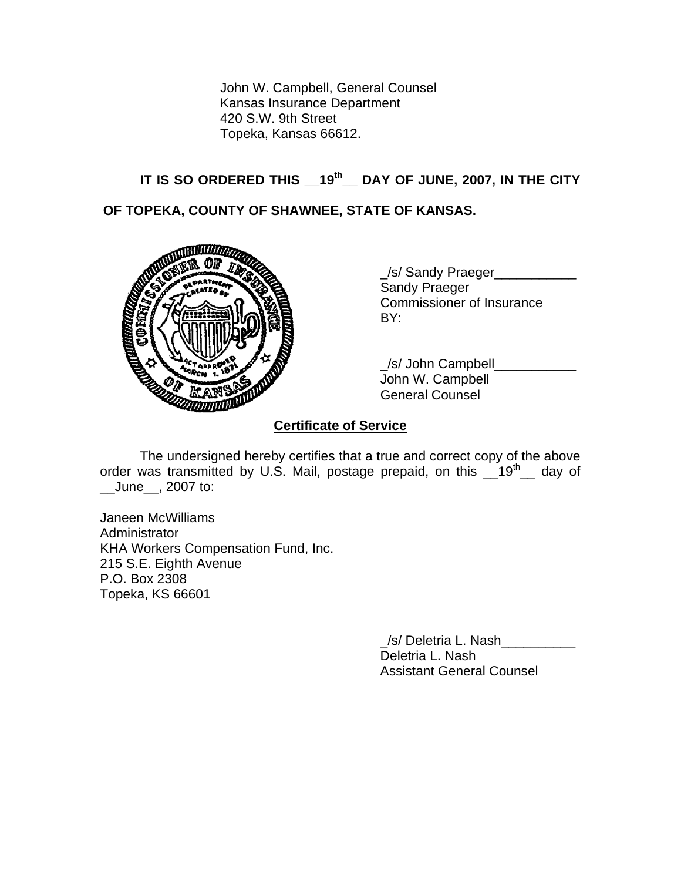John W. Campbell, General Counsel
Kansas Insurance Department
420 S.W. 9th Street
Topeka, Kansas 66612.

**IT IS SO ORDERED THIS __19th__ DAY OF JUNE, 2007, IN THE CITY OF TOPEKA, COUNTY OF SHAWNEE, STATE OF KANSAS.**

_/s/ Sandy Praeger___________
Sandy Praeger
Commissioner of Insurance
BY:

_/s/ John Campbell___________
John W. Campbell
General Counsel

**Certificate of Service**

The undersigned hereby certifies that a true and correct copy of the above order was transmitted by U.S. Mail, postage prepaid, on this __19th__ day of __June__, 2007 to:

Janeen McWilliams
Administrator
KHA Workers Compensation Fund, Inc.
215 S.E. Eighth Avenue
P.O. Box 2308
Topeka, KS 66601

_/s/ Deletria L. Nash__________
Deletria L. Nash
Assistant General Counsel